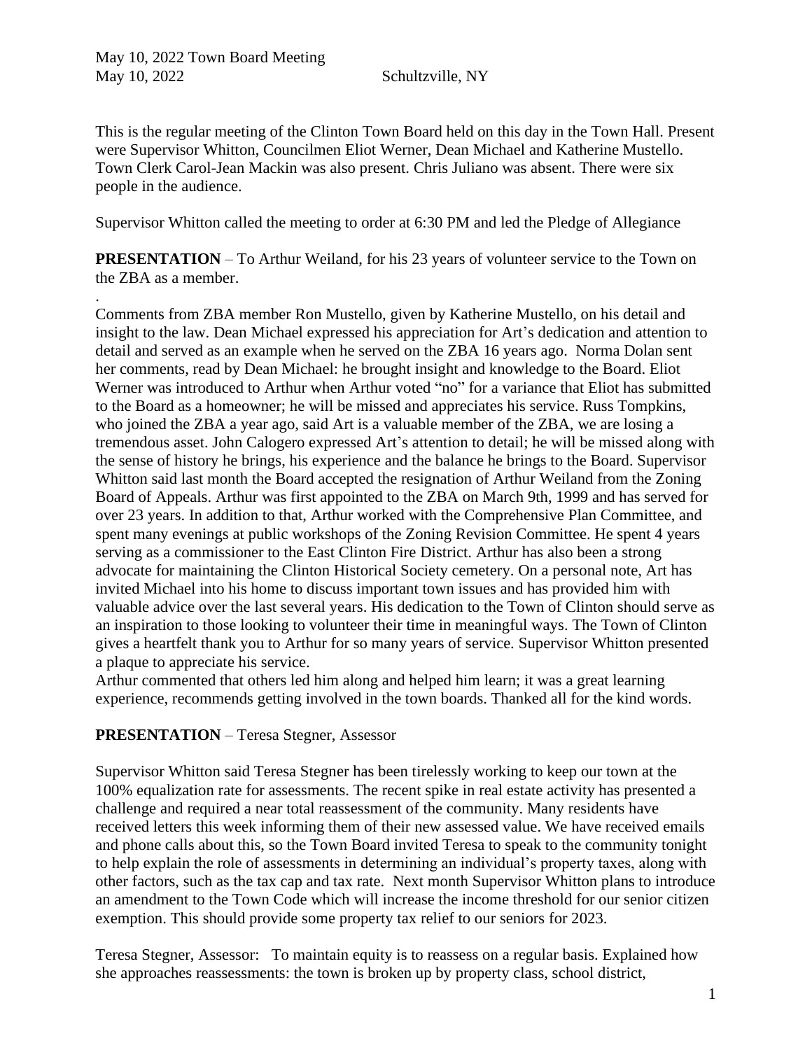May 10, 2022 Town Board Meeting
May 10, 2022 Schultzville, NY

This is the regular meeting of the Clinton Town Board held on this day in the Town Hall. Present were Supervisor Whitton, Councilmen Eliot Werner, Dean Michael and Katherine Mustello. Town Clerk Carol-Jean Mackin was also present. Chris Juliano was absent. There were six people in the audience.

Supervisor Whitton called the meeting to order at 6:30 PM and led the Pledge of Allegiance

**PRESENTATION** – To Arthur Weiland, for his 23 years of volunteer service to the Town on the ZBA as a member.

.

Comments from ZBA member Ron Mustello, given by Katherine Mustello, on his detail and insight to the law. Dean Michael expressed his appreciation for Art's dedication and attention to detail and served as an example when he served on the ZBA 16 years ago. Norma Dolan sent her comments, read by Dean Michael: he brought insight and knowledge to the Board. Eliot Werner was introduced to Arthur when Arthur voted "no" for a variance that Eliot has submitted to the Board as a homeowner; he will be missed and appreciates his service. Russ Tompkins, who joined the ZBA a year ago, said Art is a valuable member of the ZBA, we are losing a tremendous asset. John Calogero expressed Art's attention to detail; he will be missed along with the sense of history he brings, his experience and the balance he brings to the Board. Supervisor Whitton said last month the Board accepted the resignation of Arthur Weiland from the Zoning Board of Appeals. Arthur was first appointed to the ZBA on March 9th, 1999 and has served for over 23 years. In addition to that, Arthur worked with the Comprehensive Plan Committee, and spent many evenings at public workshops of the Zoning Revision Committee. He spent 4 years serving as a commissioner to the East Clinton Fire District. Arthur has also been a strong advocate for maintaining the Clinton Historical Society cemetery. On a personal note, Art has invited Michael into his home to discuss important town issues and has provided him with valuable advice over the last several years. His dedication to the Town of Clinton should serve as an inspiration to those looking to volunteer their time in meaningful ways. The Town of Clinton gives a heartfelt thank you to Arthur for so many years of service. Supervisor Whitton presented a plaque to appreciate his service.

Arthur commented that others led him along and helped him learn; it was a great learning experience, recommends getting involved in the town boards. Thanked all for the kind words.

**PRESENTATION** – Teresa Stegner, Assessor

Supervisor Whitton said Teresa Stegner has been tirelessly working to keep our town at the 100% equalization rate for assessments. The recent spike in real estate activity has presented a challenge and required a near total reassessment of the community. Many residents have received letters this week informing them of their new assessed value. We have received emails and phone calls about this, so the Town Board invited Teresa to speak to the community tonight to help explain the role of assessments in determining an individual's property taxes, along with other factors, such as the tax cap and tax rate. Next month Supervisor Whitton plans to introduce an amendment to the Town Code which will increase the income threshold for our senior citizen exemption. This should provide some property tax relief to our seniors for 2023.

Teresa Stegner, Assessor: To maintain equity is to reassess on a regular basis. Explained how she approaches reassessments: the town is broken up by property class, school district,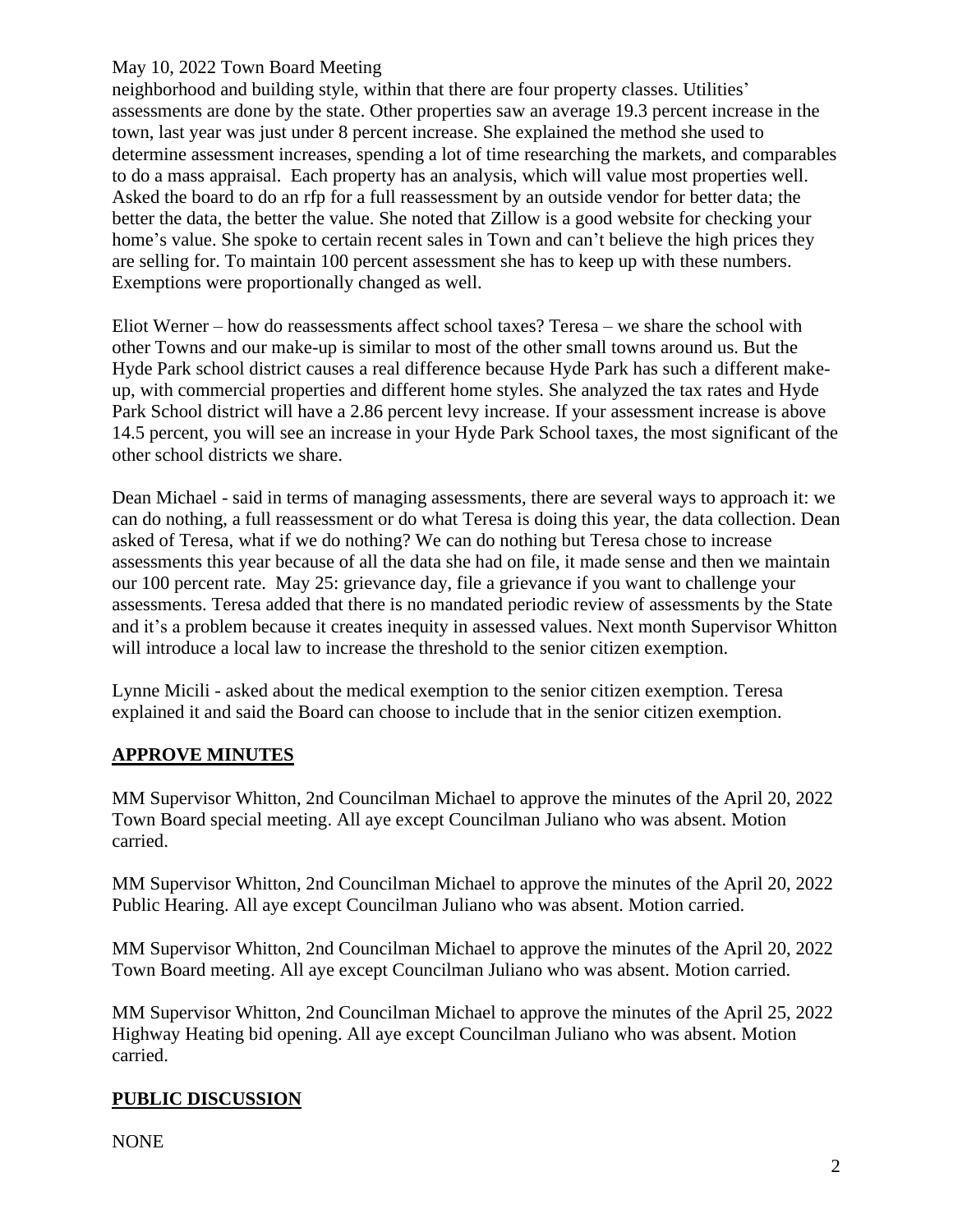neighborhood and building style, within that there are four property classes. Utilities' assessments are done by the state. Other properties saw an average 19.3 percent increase in the town, last year was just under 8 percent increase. She explained the method she used to determine assessment increases, spending a lot of time researching the markets, and comparables to do a mass appraisal. Each property has an analysis, which will value most properties well. Asked the board to do an rfp for a full reassessment by an outside vendor for better data; the better the data, the better the value. She noted that Zillow is a good website for checking your home's value. She spoke to certain recent sales in Town and can't believe the high prices they are selling for. To maintain 100 percent assessment she has to keep up with these numbers. Exemptions were proportionally changed as well.

Eliot Werner – how do reassessments affect school taxes? Teresa – we share the school with other Towns and our make-up is similar to most of the other small towns around us. But the Hyde Park school district causes a real difference because Hyde Park has such a different make-up, with commercial properties and different home styles. She analyzed the tax rates and Hyde Park School district will have a 2.86 percent levy increase. If your assessment increase is above 14.5 percent, you will see an increase in your Hyde Park School taxes, the most significant of the other school districts we share.

Dean Michael - said in terms of managing assessments, there are several ways to approach it: we can do nothing, a full reassessment or do what Teresa is doing this year, the data collection. Dean asked of Teresa, what if we do nothing? We can do nothing but Teresa chose to increase assessments this year because of all the data she had on file, it made sense and then we maintain our 100 percent rate. May 25: grievance day, file a grievance if you want to challenge your assessments. Teresa added that there is no mandated periodic review of assessments by the State and it's a problem because it creates inequity in assessed values. Next month Supervisor Whitton will introduce a local law to increase the threshold to the senior citizen exemption.

Lynne Micili - asked about the medical exemption to the senior citizen exemption. Teresa explained it and said the Board can choose to include that in the senior citizen exemption.

## APPROVE MINUTES

MM Supervisor Whitton, 2nd Councilman Michael to approve the minutes of the April 20, 2022 Town Board special meeting. All aye except Councilman Juliano who was absent. Motion carried.

MM Supervisor Whitton, 2nd Councilman Michael to approve the minutes of the April 20, 2022 Public Hearing. All aye except Councilman Juliano who was absent. Motion carried.

MM Supervisor Whitton, 2nd Councilman Michael to approve the minutes of the April 20, 2022 Town Board meeting. All aye except Councilman Juliano who was absent. Motion carried.

MM Supervisor Whitton, 2nd Councilman Michael to approve the minutes of the April 25, 2022 Highway Heating bid opening. All aye except Councilman Juliano who was absent. Motion carried.

## PUBLIC DISCUSSION

NONE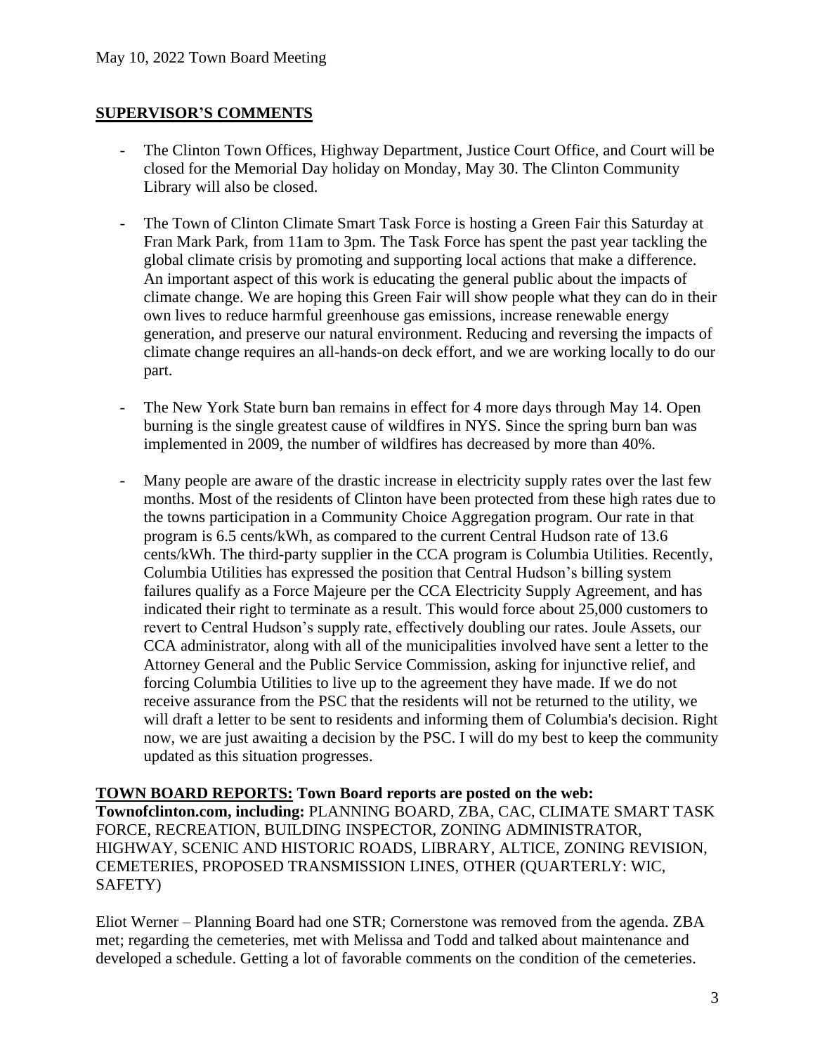## SUPERVISOR'S COMMENTS

- The Clinton Town Offices, Highway Department, Justice Court Office, and Court will be closed for the Memorial Day holiday on Monday, May 30. The Clinton Community Library will also be closed.
- The Town of Clinton Climate Smart Task Force is hosting a Green Fair this Saturday at Fran Mark Park, from 11am to 3pm. The Task Force has spent the past year tackling the global climate crisis by promoting and supporting local actions that make a difference. An important aspect of this work is educating the general public about the impacts of climate change. We are hoping this Green Fair will show people what they can do in their own lives to reduce harmful greenhouse gas emissions, increase renewable energy generation, and preserve our natural environment. Reducing and reversing the impacts of climate change requires an all-hands-on deck effort, and we are working locally to do our part.
- The New York State burn ban remains in effect for 4 more days through May 14. Open burning is the single greatest cause of wildfires in NYS. Since the spring burn ban was implemented in 2009, the number of wildfires has decreased by more than 40%.
- Many people are aware of the drastic increase in electricity supply rates over the last few months. Most of the residents of Clinton have been protected from these high rates due to the towns participation in a Community Choice Aggregation program. Our rate in that program is 6.5 cents/kWh, as compared to the current Central Hudson rate of 13.6 cents/kWh. The third-party supplier in the CCA program is Columbia Utilities. Recently, Columbia Utilities has expressed the position that Central Hudson's billing system failures qualify as a Force Majeure per the CCA Electricity Supply Agreement, and has indicated their right to terminate as a result. This would force about 25,000 customers to revert to Central Hudson's supply rate, effectively doubling our rates. Joule Assets, our CCA administrator, along with all of the municipalities involved have sent a letter to the Attorney General and the Public Service Commission, asking for injunctive relief, and forcing Columbia Utilities to live up to the agreement they have made. If we do not receive assurance from the PSC that the residents will not be returned to the utility, we will draft a letter to be sent to residents and informing them of Columbia's decision. Right now, we are just awaiting a decision by the PSC. I will do my best to keep the community updated as this situation progresses.

**TOWN BOARD REPORTS: Town Board reports are posted on the web: Townofclinton.com, including:** PLANNING BOARD, ZBA, CAC, CLIMATE SMART TASK FORCE, RECREATION, BUILDING INSPECTOR, ZONING ADMINISTRATOR, HIGHWAY, SCENIC AND HISTORIC ROADS, LIBRARY, ALTICE, ZONING REVISION, CEMETERIES, PROPOSED TRANSMISSION LINES, OTHER (QUARTERLY: WIC, SAFETY)

Eliot Werner – Planning Board had one STR; Cornerstone was removed from the agenda. ZBA met; regarding the cemeteries, met with Melissa and Todd and talked about maintenance and developed a schedule. Getting a lot of favorable comments on the condition of the cemeteries.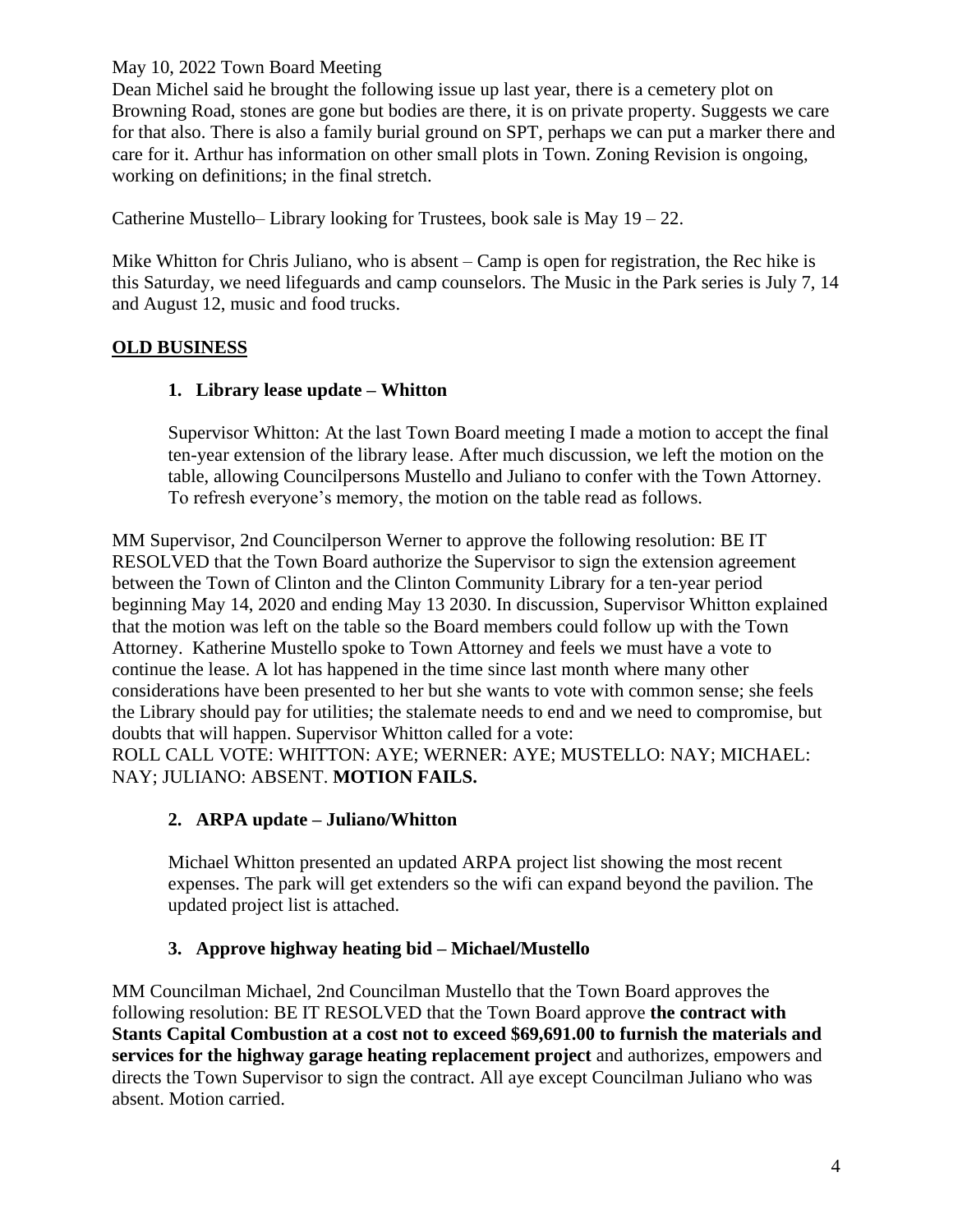May 10, 2022 Town Board Meeting

Dean Michel said he brought the following issue up last year, there is a cemetery plot on Browning Road, stones are gone but bodies are there, it is on private property. Suggests we care for that also. There is also a family burial ground on SPT, perhaps we can put a marker there and care for it. Arthur has information on other small plots in Town. Zoning Revision is ongoing, working on definitions; in the final stretch.

Catherine Mustello– Library looking for Trustees, book sale is May 19 – 22.

Mike Whitton for Chris Juliano, who is absent – Camp is open for registration, the Rec hike is this Saturday, we need lifeguards and camp counselors. The Music in the Park series is July 7, 14 and August 12, music and food trucks.

## OLD BUSINESS

### 1. Library lease update – Whitton

Supervisor Whitton: At the last Town Board meeting I made a motion to accept the final ten-year extension of the library lease. After much discussion, we left the motion on the table, allowing Councilpersons Mustello and Juliano to confer with the Town Attorney. To refresh everyone's memory, the motion on the table read as follows.

MM Supervisor, 2nd Councilperson Werner to approve the following resolution: BE IT RESOLVED that the Town Board authorize the Supervisor to sign the extension agreement between the Town of Clinton and the Clinton Community Library for a ten-year period beginning May 14, 2020 and ending May 13 2030. In discussion, Supervisor Whitton explained that the motion was left on the table so the Board members could follow up with the Town Attorney. Katherine Mustello spoke to Town Attorney and feels we must have a vote to continue the lease. A lot has happened in the time since last month where many other considerations have been presented to her but she wants to vote with common sense; she feels the Library should pay for utilities; the stalemate needs to end and we need to compromise, but doubts that will happen. Supervisor Whitton called for a vote:
ROLL CALL VOTE: WHITTON: AYE; WERNER: AYE; MUSTELLO: NAY; MICHAEL: NAY; JULIANO: ABSENT. **MOTION FAILS.**

### 2. ARPA update – Juliano/Whitton

Michael Whitton presented an updated ARPA project list showing the most recent expenses. The park will get extenders so the wifi can expand beyond the pavilion. The updated project list is attached.

### 3. Approve highway heating bid – Michael/Mustello

MM Councilman Michael, 2nd Councilman Mustello that the Town Board approves the following resolution: BE IT RESOLVED that the Town Board approve **the contract with Stants Capital Combustion at a cost not to exceed $69,691.00 to furnish the materials and services for the highway garage heating replacement project** and authorizes, empowers and directs the Town Supervisor to sign the contract. All aye except Councilman Juliano who was absent. Motion carried.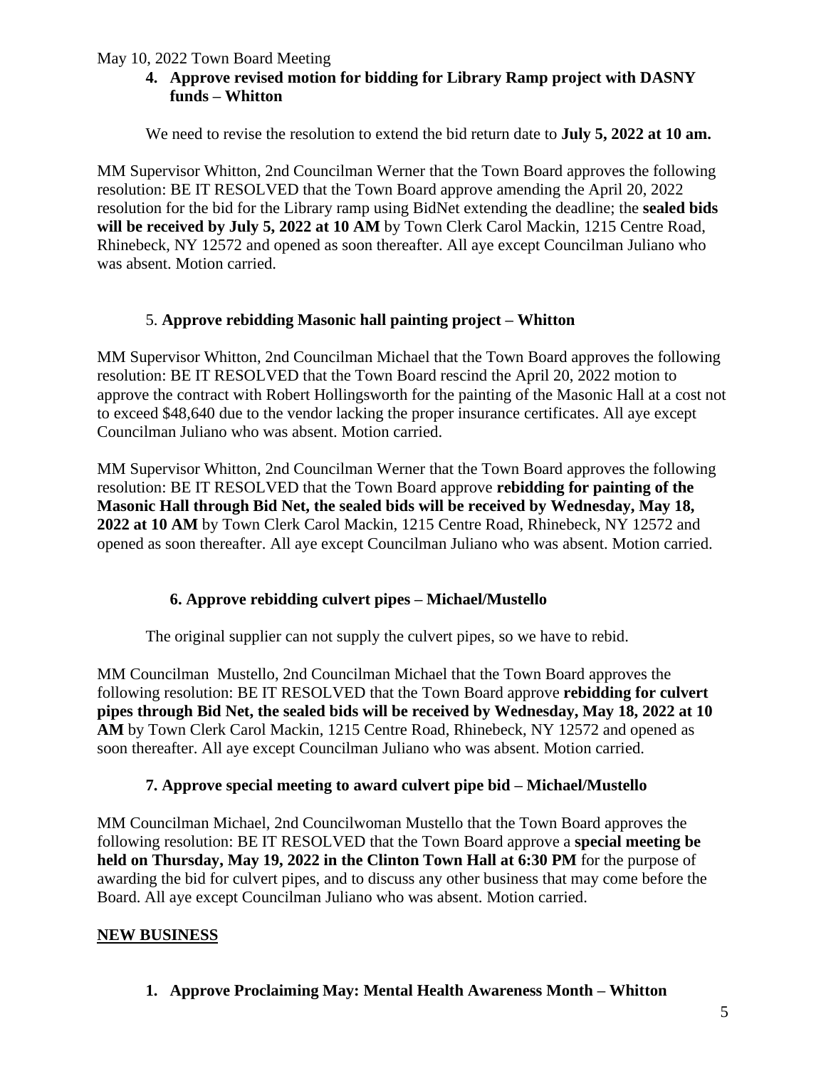4. **Approve revised motion for bidding for Library Ramp project with DASNY funds – Whitton**

We need to revise the resolution to extend the bid return date to **July 5, 2022 at 10 am.**

MM Supervisor Whitton, 2nd Councilman Werner that the Town Board approves the following resolution: BE IT RESOLVED that the Town Board approve amending the April 20, 2022 resolution for the bid for the Library ramp using BidNet extending the deadline; the **sealed bids will be received by July 5, 2022 at 10 AM** by Town Clerk Carol Mackin, 1215 Centre Road, Rhinebeck, NY 12572 and opened as soon thereafter. All aye except Councilman Juliano who was absent. Motion carried.

5. **Approve rebidding Masonic hall painting project – Whitton**

MM Supervisor Whitton, 2nd Councilman Michael that the Town Board approves the following resolution: BE IT RESOLVED that the Town Board rescind the April 20, 2022 motion to approve the contract with Robert Hollingsworth for the painting of the Masonic Hall at a cost not to exceed $48,640 due to the vendor lacking the proper insurance certificates. All aye except Councilman Juliano who was absent. Motion carried.

MM Supervisor Whitton, 2nd Councilman Werner that the Town Board approves the following resolution: BE IT RESOLVED that the Town Board approve **rebidding for painting of the Masonic Hall through Bid Net, the sealed bids will be received by Wednesday, May 18, 2022 at 10 AM** by Town Clerk Carol Mackin, 1215 Centre Road, Rhinebeck, NY 12572 and opened as soon thereafter. All aye except Councilman Juliano who was absent. Motion carried.

**6. Approve rebidding culvert pipes – Michael/Mustello**

The original supplier can not supply the culvert pipes, so we have to rebid.

MM Councilman Mustello, 2nd Councilman Michael that the Town Board approves the following resolution: BE IT RESOLVED that the Town Board approve **rebidding for culvert pipes through Bid Net, the sealed bids will be received by Wednesday, May 18, 2022 at 10 AM** by Town Clerk Carol Mackin, 1215 Centre Road, Rhinebeck, NY 12572 and opened as soon thereafter. All aye except Councilman Juliano who was absent. Motion carried.

**7. Approve special meeting to award culvert pipe bid – Michael/Mustello**

MM Councilman Michael, 2nd Councilwoman Mustello that the Town Board approves the following resolution: BE IT RESOLVED that the Town Board approve a **special meeting be held on Thursday, May 19, 2022 in the Clinton Town Hall at 6:30 PM** for the purpose of awarding the bid for culvert pipes, and to discuss any other business that may come before the Board. All aye except Councilman Juliano who was absent. Motion carried.

## NEW BUSINESS

1. **Approve Proclaiming May: Mental Health Awareness Month – Whitton**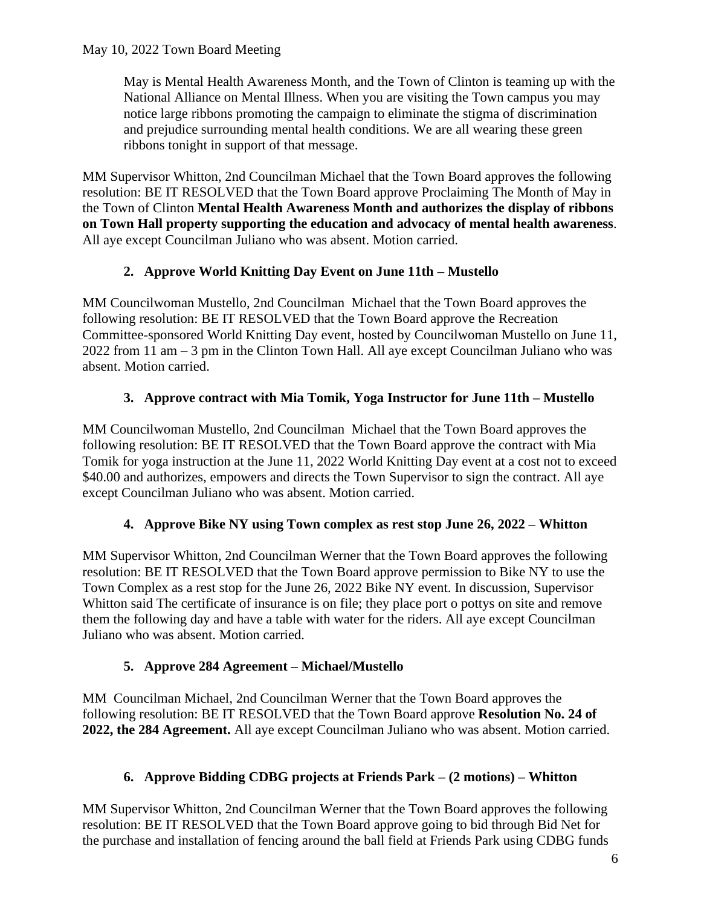May is Mental Health Awareness Month, and the Town of Clinton is teaming up with the National Alliance on Mental Illness. When you are visiting the Town campus you may notice large ribbons promoting the campaign to eliminate the stigma of discrimination and prejudice surrounding mental health conditions. We are all wearing these green ribbons tonight in support of that message.

MM Supervisor Whitton, 2nd Councilman Michael that the Town Board approves the following resolution: BE IT RESOLVED that the Town Board approve Proclaiming The Month of May in the Town of Clinton **Mental Health Awareness Month and authorizes the display of ribbons on Town Hall property supporting the education and advocacy of mental health awareness**. All aye except Councilman Juliano who was absent. Motion carried.

**2. Approve World Knitting Day Event on June 11th – Mustello**

MM Councilwoman Mustello, 2nd Councilman Michael that the Town Board approves the following resolution: BE IT RESOLVED that the Town Board approve the Recreation Committee-sponsored World Knitting Day event, hosted by Councilwoman Mustello on June 11, 2022 from 11 am – 3 pm in the Clinton Town Hall. All aye except Councilman Juliano who was absent. Motion carried.

**3. Approve contract with Mia Tomik, Yoga Instructor for June 11th – Mustello**

MM Councilwoman Mustello, 2nd Councilman Michael that the Town Board approves the following resolution: BE IT RESOLVED that the Town Board approve the contract with Mia Tomik for yoga instruction at the June 11, 2022 World Knitting Day event at a cost not to exceed $40.00 and authorizes, empowers and directs the Town Supervisor to sign the contract. All aye except Councilman Juliano who was absent. Motion carried.

**4. Approve Bike NY using Town complex as rest stop June 26, 2022 – Whitton**

MM Supervisor Whitton, 2nd Councilman Werner that the Town Board approves the following resolution: BE IT RESOLVED that the Town Board approve permission to Bike NY to use the Town Complex as a rest stop for the June 26, 2022 Bike NY event. In discussion, Supervisor Whitton said The certificate of insurance is on file; they place port o pottys on site and remove them the following day and have a table with water for the riders. All aye except Councilman Juliano who was absent. Motion carried.

**5. Approve 284 Agreement – Michael/Mustello**

MM Councilman Michael, 2nd Councilman Werner that the Town Board approves the following resolution: BE IT RESOLVED that the Town Board approve **Resolution No. 24 of 2022, the 284 Agreement.** All aye except Councilman Juliano who was absent. Motion carried.

**6. Approve Bidding CDBG projects at Friends Park – (2 motions) – Whitton**

MM Supervisor Whitton, 2nd Councilman Werner that the Town Board approves the following resolution: BE IT RESOLVED that the Town Board approve going to bid through Bid Net for the purchase and installation of fencing around the ball field at Friends Park using CDBG funds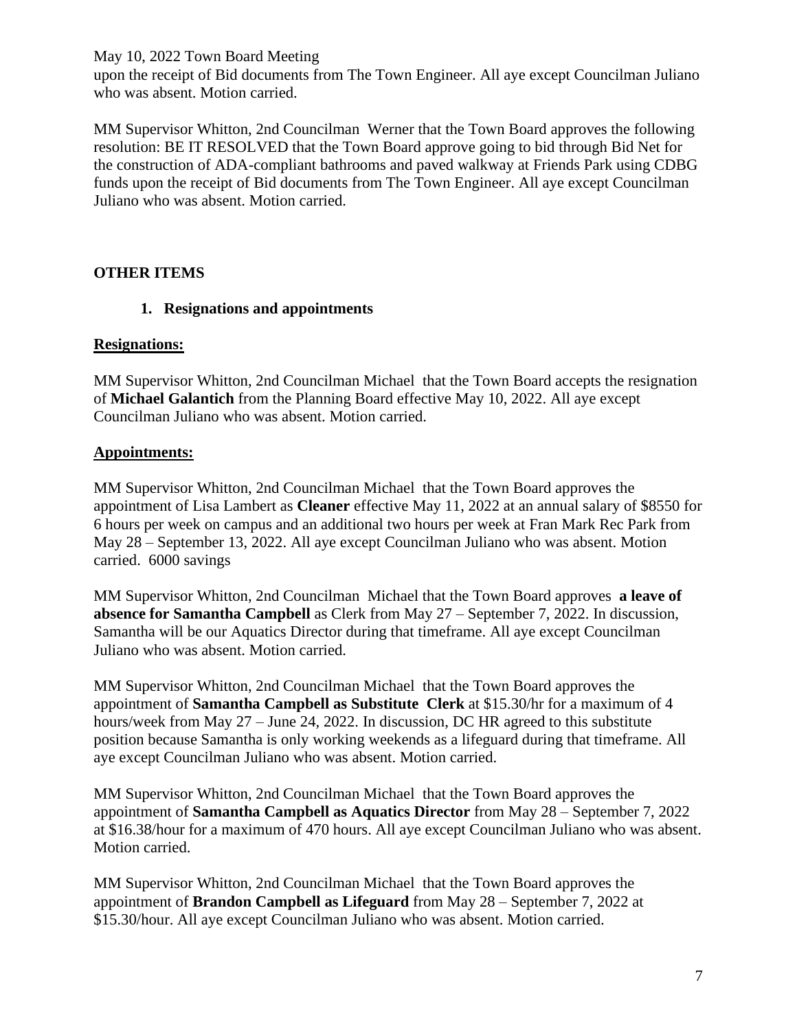upon the receipt of Bid documents from The Town Engineer. All aye except Councilman Juliano who was absent. Motion carried.

MM Supervisor Whitton, 2nd Councilman Werner that the Town Board approves the following resolution: BE IT RESOLVED that the Town Board approve going to bid through Bid Net for the construction of ADA-compliant bathrooms and paved walkway at Friends Park using CDBG funds upon the receipt of Bid documents from The Town Engineer. All aye except Councilman Juliano who was absent. Motion carried.

## OTHER ITEMS

1. **Resignations and appointments**

**Resignations:**

MM Supervisor Whitton, 2nd Councilman Michael that the Town Board accepts the resignation of **Michael Galantich** from the Planning Board effective May 10, 2022. All aye except Councilman Juliano who was absent. Motion carried.

**Appointments:**

MM Supervisor Whitton, 2nd Councilman Michael that the Town Board approves the appointment of Lisa Lambert as **Cleaner** effective May 11, 2022 at an annual salary of $8550 for 6 hours per week on campus and an additional two hours per week at Fran Mark Rec Park from May 28 – September 13, 2022. All aye except Councilman Juliano who was absent. Motion carried. 6000 savings

MM Supervisor Whitton, 2nd Councilman Michael that the Town Board approves **a leave of absence for Samantha Campbell** as Clerk from May 27 – September 7, 2022. In discussion, Samantha will be our Aquatics Director during that timeframe. All aye except Councilman Juliano who was absent. Motion carried.

MM Supervisor Whitton, 2nd Councilman Michael that the Town Board approves the appointment of **Samantha Campbell as Substitute Clerk** at $15.30/hr for a maximum of 4 hours/week from May 27 – June 24, 2022. In discussion, DC HR agreed to this substitute position because Samantha is only working weekends as a lifeguard during that timeframe. All aye except Councilman Juliano who was absent. Motion carried.

MM Supervisor Whitton, 2nd Councilman Michael that the Town Board approves the appointment of **Samantha Campbell as Aquatics Director** from May 28 – September 7, 2022 at $16.38/hour for a maximum of 470 hours. All aye except Councilman Juliano who was absent. Motion carried.

MM Supervisor Whitton, 2nd Councilman Michael that the Town Board approves the appointment of **Brandon Campbell as Lifeguard** from May 28 – September 7, 2022 at $15.30/hour. All aye except Councilman Juliano who was absent. Motion carried.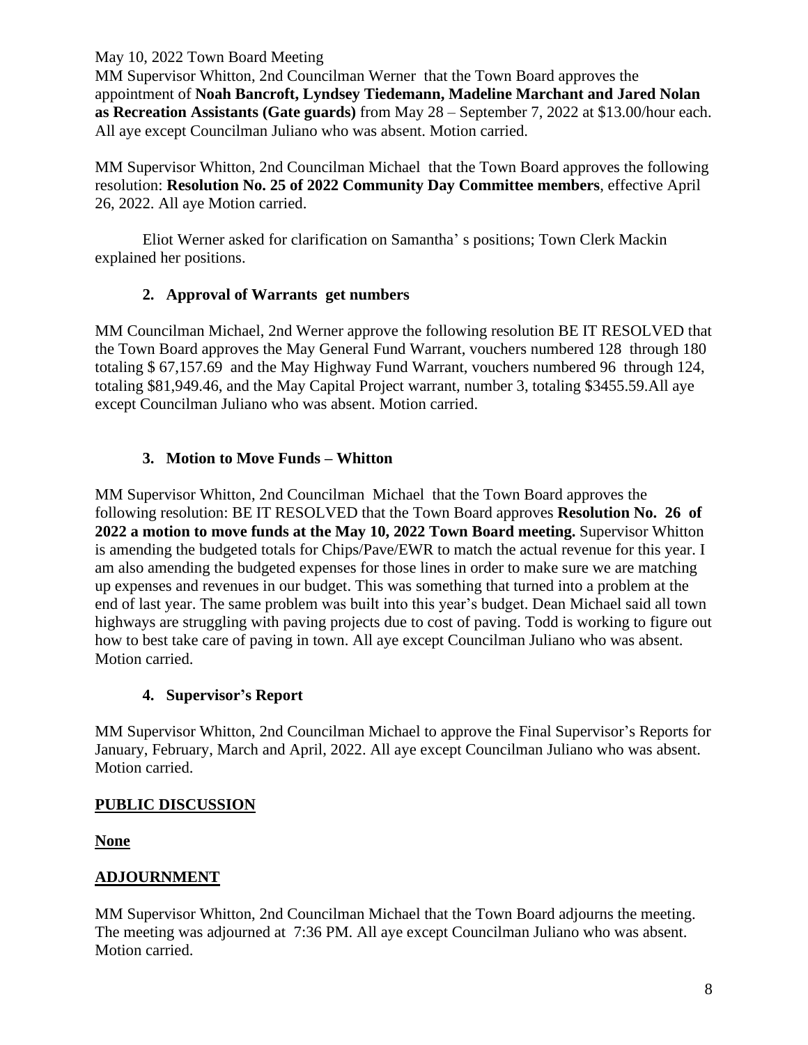May 10, 2022 Town Board Meeting

MM Supervisor Whitton, 2nd Councilman Werner that the Town Board approves the appointment of **Noah Bancroft, Lyndsey Tiedemann, Madeline Marchant and Jared Nolan as Recreation Assistants (Gate guards)** from May 28 – September 7, 2022 at $13.00/hour each. All aye except Councilman Juliano who was absent. Motion carried.

MM Supervisor Whitton, 2nd Councilman Michael that the Town Board approves the following resolution: **Resolution No. 25 of 2022 Community Day Committee members**, effective April 26, 2022. All aye Motion carried.

Eliot Werner asked for clarification on Samantha' s positions; Town Clerk Mackin explained her positions.

**2. Approval of Warrants get numbers**

MM Councilman Michael, 2nd Werner approve the following resolution BE IT RESOLVED that the Town Board approves the May General Fund Warrant, vouchers numbered 128 through 180 totaling $ 67,157.69 and the May Highway Fund Warrant, vouchers numbered 96 through 124, totaling $81,949.46, and the May Capital Project warrant, number 3, totaling $3455.59.All aye except Councilman Juliano who was absent. Motion carried.

**3. Motion to Move Funds – Whitton**

MM Supervisor Whitton, 2nd Councilman Michael that the Town Board approves the following resolution: BE IT RESOLVED that the Town Board approves **Resolution No. 26 of 2022 a motion to move funds at the May 10, 2022 Town Board meeting.** Supervisor Whitton is amending the budgeted totals for Chips/Pave/EWR to match the actual revenue for this year. I am also amending the budgeted expenses for those lines in order to make sure we are matching up expenses and revenues in our budget. This was something that turned into a problem at the end of last year. The same problem was built into this year's budget. Dean Michael said all town highways are struggling with paving projects due to cost of paving. Todd is working to figure out how to best take care of paving in town. All aye except Councilman Juliano who was absent. Motion carried.

**4. Supervisor's Report**

MM Supervisor Whitton, 2nd Councilman Michael to approve the Final Supervisor's Reports for January, February, March and April, 2022. All aye except Councilman Juliano who was absent. Motion carried.

## PUBLIC DISCUSSION

**None**

## ADJOURNMENT

MM Supervisor Whitton, 2nd Councilman Michael that the Town Board adjourns the meeting. The meeting was adjourned at 7:36 PM. All aye except Councilman Juliano who was absent. Motion carried.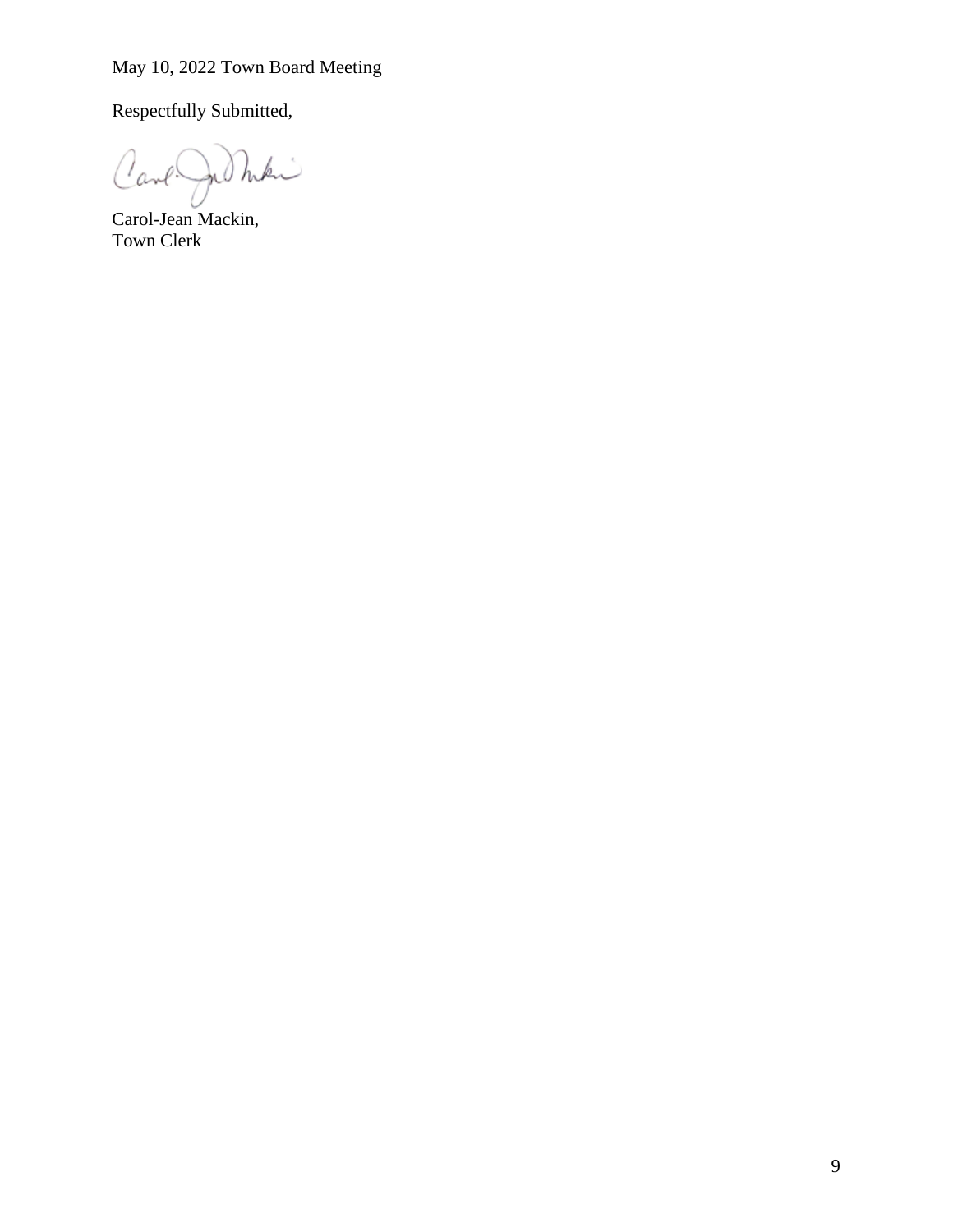May 10, 2022 Town Board Meeting

Respectfully Submitted,

Carol-Jean Mackin,
Town Clerk